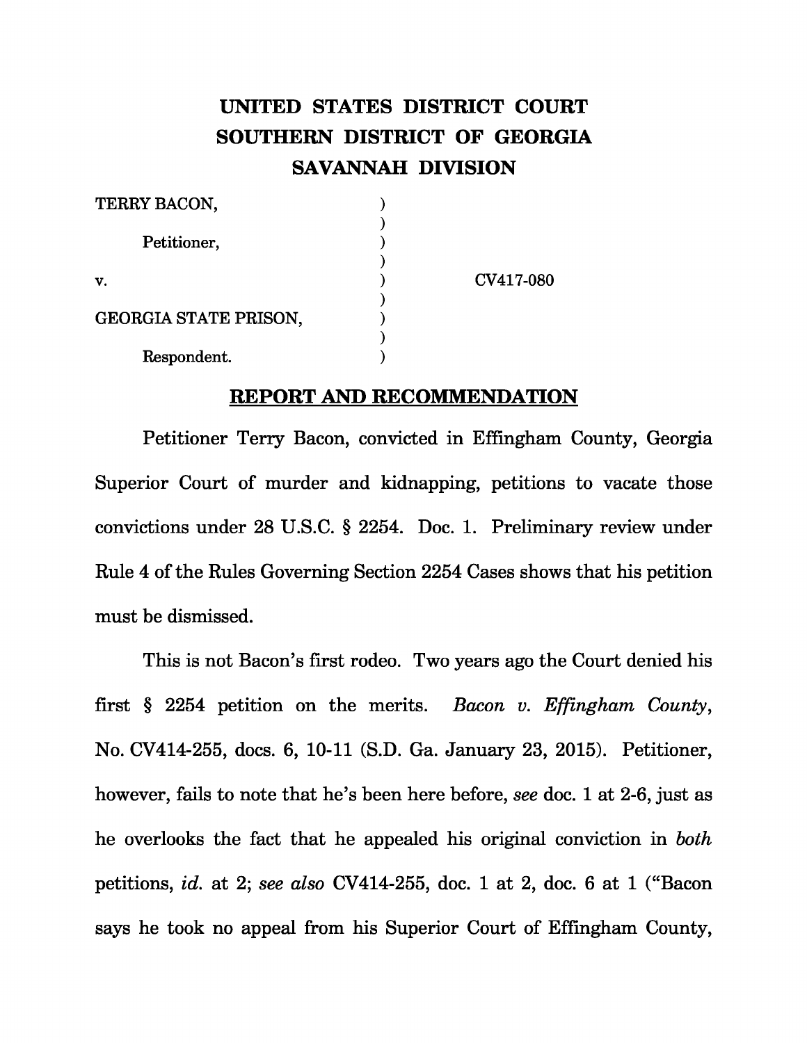# UNITED STATES DISTRICT COURT
# SOUTHERN DISTRICT OF GEORGIA
# SAVANNAH DIVISION

| | | |
|---|---|---|
| TERRY BACON, | ) | |
| | ) | |
| Petitioner, | ) | |
| | ) | |
| v. | ) | CV417-080 |
| | ) | |
| GEORGIA STATE PRISON, | ) | |
| | ) | |
| Respondent. | ) | |

## REPORT AND RECOMMENDATION

Petitioner Terry Bacon, convicted in Effingham County, Georgia Superior Court of murder and kidnapping, petitions to vacate those convictions under 28 U.S.C. § 2254. Doc. 1. Preliminary review under Rule 4 of the Rules Governing Section 2254 Cases shows that his petition must be dismissed.

This is not Bacon's first rodeo. Two years ago the Court denied his first § 2254 petition on the merits. *Bacon v. Effingham County*, No. CV414-255, docs. 6, 10-11 (S.D. Ga. January 23, 2015). Petitioner, however, fails to note that he's been here before, *see* doc. 1 at 2-6, just as he overlooks the fact that he appealed his original conviction in *both* petitions, *id.* at 2; *see also* CV414-255, doc. 1 at 2, doc. 6 at 1 ("Bacon says he took no appeal from his Superior Court of Effingham County,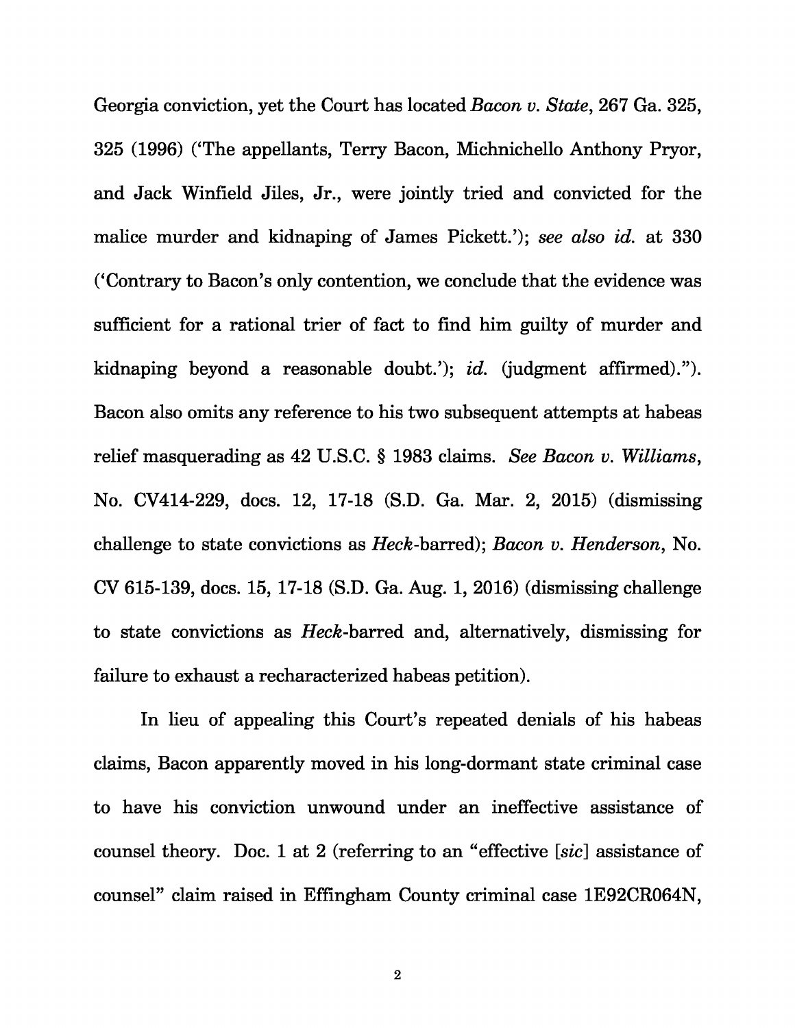Georgia conviction, yet the Court has located *Bacon v. State*, 267 Ga. 325, 325 (1996) ('The appellants, Terry Bacon, Michnichello Anthony Pryor, and Jack Winfield Jiles, Jr., were jointly tried and convicted for the malice murder and kidnaping of James Pickett.'); *see also id.* at 330 ('Contrary to Bacon's only contention, we conclude that the evidence was sufficient for a rational trier of fact to find him guilty of murder and kidnaping beyond a reasonable doubt.'); *id.* (judgment affirmed)."). Bacon also omits any reference to his two subsequent attempts at habeas relief masquerading as 42 U.S.C. § 1983 claims. *See Bacon v. Williams*, No. CV414-229, docs. 12, 17-18 (S.D. Ga. Mar. 2, 2015) (dismissing challenge to state convictions as *Heck*-barred); *Bacon v. Henderson*, No. CV 615-139, docs. 15, 17-18 (S.D. Ga. Aug. 1, 2016) (dismissing challenge to state convictions as *Heck*-barred and, alternatively, dismissing for failure to exhaust a recharacterized habeas petition).

In lieu of appealing this Court's repeated denials of his habeas claims, Bacon apparently moved in his long-dormant state criminal case to have his conviction unwound under an ineffective assistance of counsel theory. Doc. 1 at 2 (referring to an "effective [*sic*] assistance of counsel" claim raised in Effingham County criminal case 1E92CR064N,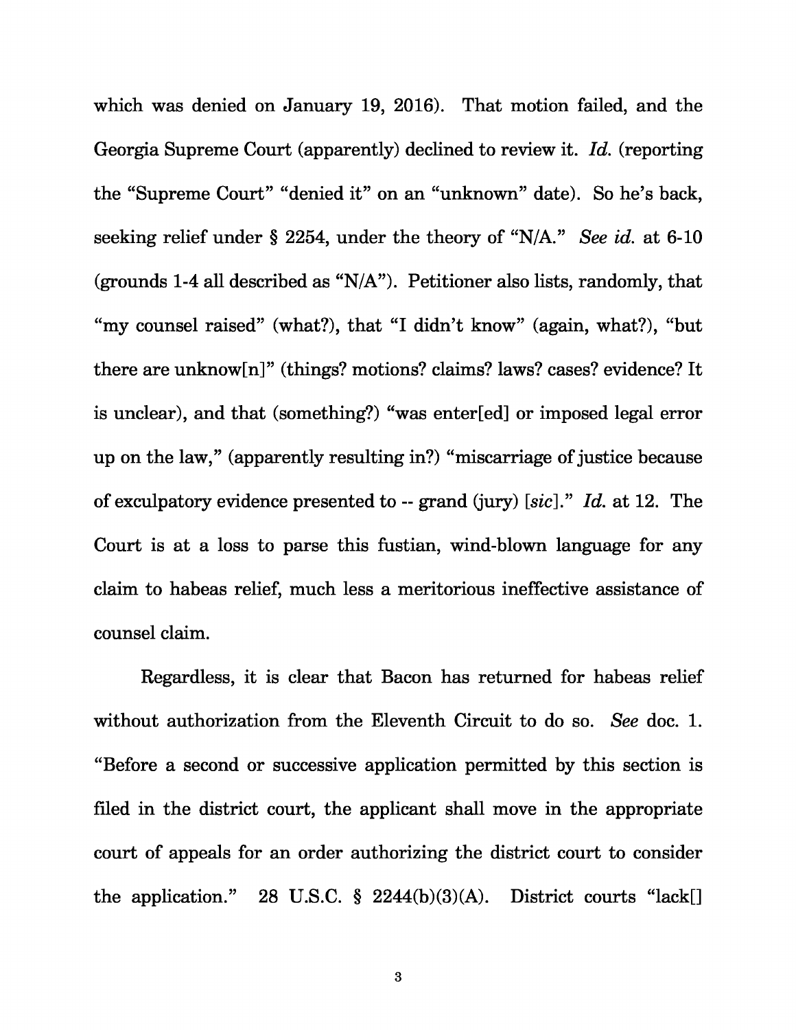which was denied on January 19, 2016). That motion failed, and the Georgia Supreme Court (apparently) declined to review it. *Id.* (reporting the "Supreme Court" "denied it" on an "unknown" date). So he's back, seeking relief under § 2254, under the theory of "N/A." *See id.* at 6-10 (grounds 1-4 all described as "N/A"). Petitioner also lists, randomly, that "my counsel raised" (what?), that "I didn't know" (again, what?), "but there are unknow[n]" (things? motions? claims? laws? cases? evidence? It is unclear), and that (something?) "was enter[ed] or imposed legal error up on the law," (apparently resulting in?) "miscarriage of justice because of exculpatory evidence presented to -- grand (jury) [*sic*]." *Id.* at 12. The Court is at a loss to parse this fustian, wind-blown language for any claim to habeas relief, much less a meritorious ineffective assistance of counsel claim.

Regardless, it is clear that Bacon has returned for habeas relief without authorization from the Eleventh Circuit to do so. *See* doc. 1. "Before a second or successive application permitted by this section is filed in the district court, the applicant shall move in the appropriate court of appeals for an order authorizing the district court to consider the application." 28 U.S.C. § 2244(b)(3)(A). District courts "lack[]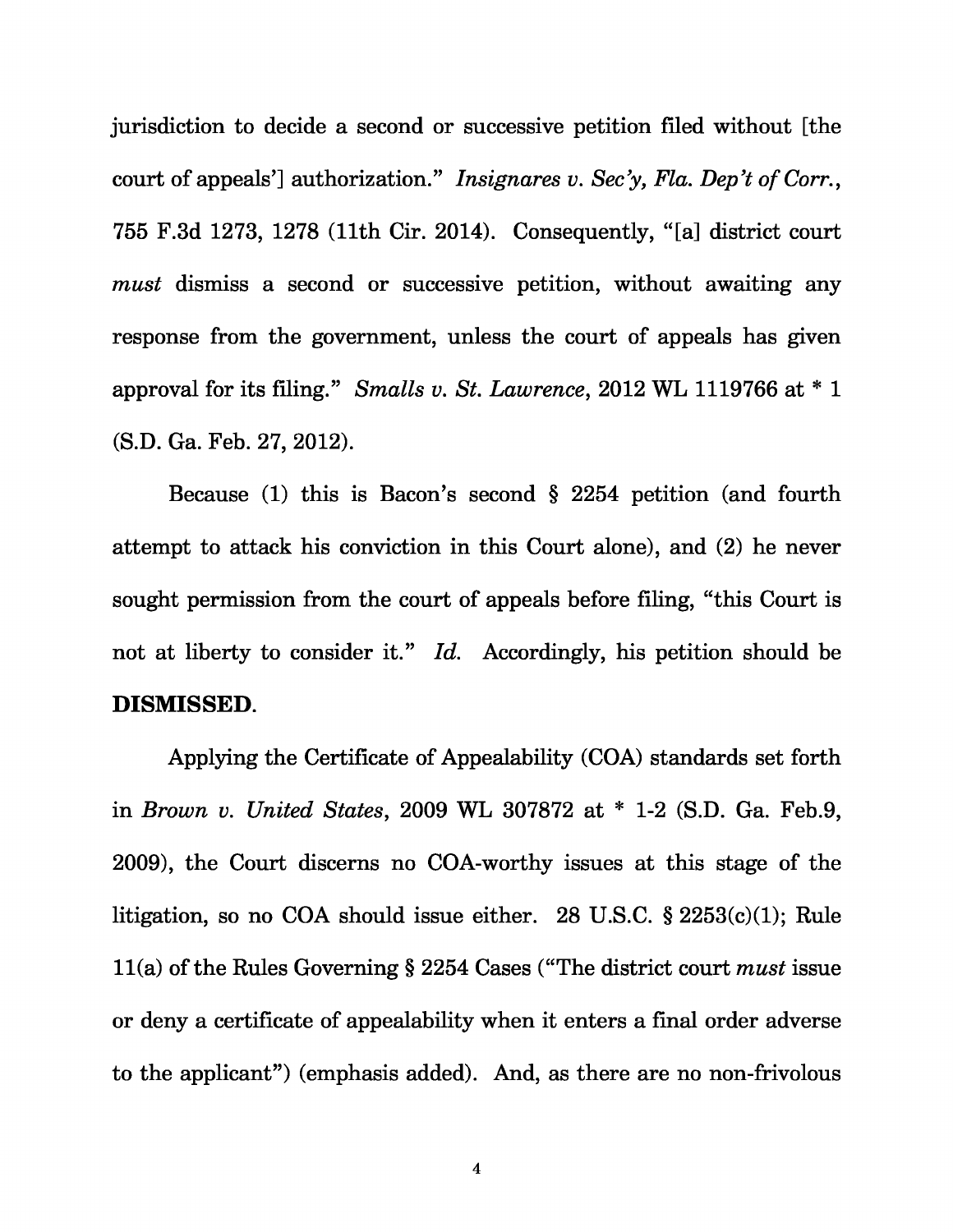jurisdiction to decide a second or successive petition filed without [the court of appeals'] authorization." *Insignares v. Sec'y, Fla. Dep't of Corr.*, 755 F.3d 1273, 1278 (11th Cir. 2014). Consequently, "[a] district court *must* dismiss a second or successive petition, without awaiting any response from the government, unless the court of appeals has given approval for its filing." *Smalls v. St. Lawrence*, 2012 WL 1119766 at * 1 (S.D. Ga. Feb. 27, 2012).

Because (1) this is Bacon's second § 2254 petition (and fourth attempt to attack his conviction in this Court alone), and (2) he never sought permission from the court of appeals before filing, "this Court is not at liberty to consider it." *Id.* Accordingly, his petition should be **DISMISSED**.

Applying the Certificate of Appealability (COA) standards set forth in *Brown v. United States*, 2009 WL 307872 at * 1-2 (S.D. Ga. Feb.9, 2009), the Court discerns no COA-worthy issues at this stage of the litigation, so no COA should issue either. 28 U.S.C. § 2253(c)(1); Rule 11(a) of the Rules Governing § 2254 Cases ("The district court *must* issue or deny a certificate of appealability when it enters a final order adverse to the applicant") (emphasis added). And, as there are no non-frivolous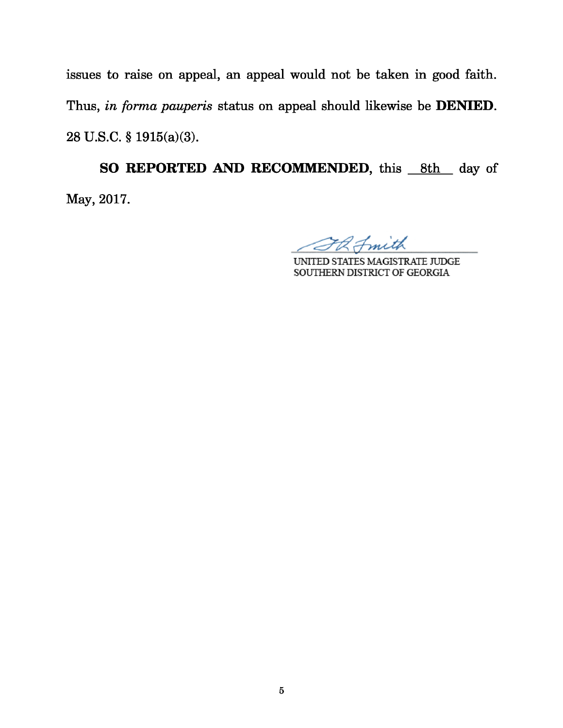issues to raise on appeal, an appeal would not be taken in good faith. Thus, *in forma pauperis* status on appeal should likewise be **DENIED**. 28 U.S.C. § 1915(a)(3).

**SO REPORTED AND RECOMMENDED**, this 8th day of May, 2017.

UNITED STATES MAGISTRATE JUDGE
SOUTHERN DISTRICT OF GEORGIA